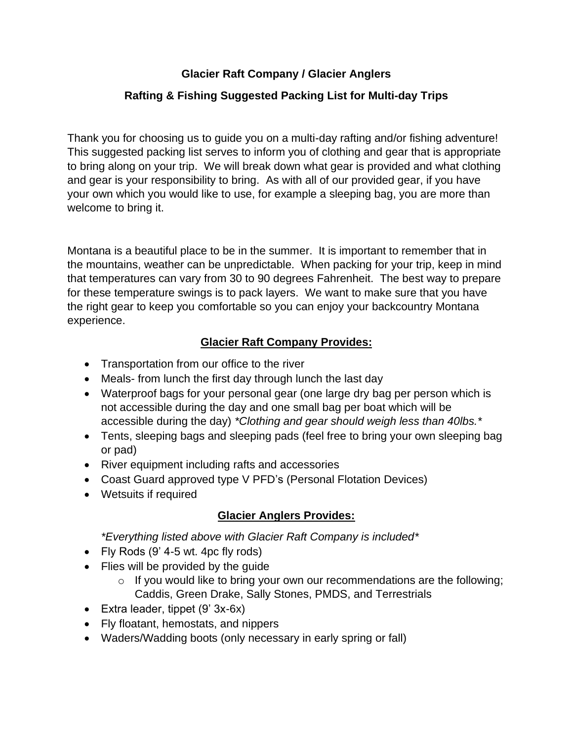# Glacier Raft Company / Glacier Anglers

## Rafting & Fishing Suggested Packing List for Multi-day Trips

Thank you for choosing us to guide you on a multi-day rafting and/or fishing adventure! This suggested packing list serves to inform you of clothing and gear that is appropriate to bring along on your trip. We will break down what gear is provided and what clothing and gear is your responsibility to bring. As with all of our provided gear, if you have your own which you would like to use, for example a sleeping bag, you are more than welcome to bring it.

Montana is a beautiful place to be in the summer. It is important to remember that in the mountains, weather can be unpredictable. When packing for your trip, keep in mind that temperatures can vary from 30 to 90 degrees Fahrenheit. The best way to prepare for these temperature swings is to pack layers. We want to make sure that you have the right gear to keep you comfortable so you can enjoy your backcountry Montana experience.

### Glacier Raft Company Provides:

- Transportation from our office to the river
- Meals- from lunch the first day through lunch the last day
- Waterproof bags for your personal gear (one large dry bag per person which is not accessible during the day and one small bag per boat which will be accessible during the day) *\*Clothing and gear should weigh less than 40lbs.\**
- Tents, sleeping bags and sleeping pads (feel free to bring your own sleeping bag or pad)
- River equipment including rafts and accessories
- Coast Guard approved type V PFD's (Personal Flotation Devices)
- Wetsuits if required

### Glacier Anglers Provides:

*\*Everything listed above with Glacier Raft Company is included\**

- Fly Rods (9' 4-5 wt. 4pc fly rods)
- Flies will be provided by the guide
  - If you would like to bring your own our recommendations are the following; Caddis, Green Drake, Sally Stones, PMDS, and Terrestrials
- Extra leader, tippet (9' 3x-6x)
- Fly floatant, hemostats, and nippers
- Waders/Wadding boots (only necessary in early spring or fall)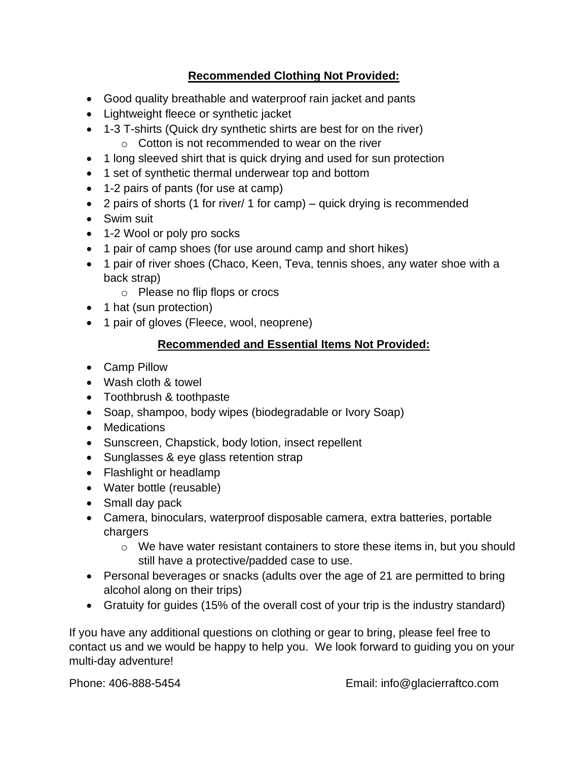## **Recommended Clothing Not Provided:**

- Good quality breathable and waterproof rain jacket and pants
- Lightweight fleece or synthetic jacket
- 1-3 T-shirts (Quick dry synthetic shirts are best for on the river)
    - Cotton is not recommended to wear on the river
- 1 long sleeved shirt that is quick drying and used for sun protection
- 1 set of synthetic thermal underwear top and bottom
- 1-2 pairs of pants (for use at camp)
- 2 pairs of shorts (1 for river/ 1 for camp) – quick drying is recommended
- Swim suit
- 1-2 Wool or poly pro socks
- 1 pair of camp shoes (for use around camp and short hikes)
- 1 pair of river shoes (Chaco, Keen, Teva, tennis shoes, any water shoe with a back strap)
    - Please no flip flops or crocs
- 1 hat (sun protection)
- 1 pair of gloves (Fleece, wool, neoprene)

## **Recommended and Essential Items Not Provided:**

- Camp Pillow
- Wash cloth & towel
- Toothbrush & toothpaste
- Soap, shampoo, body wipes (biodegradable or Ivory Soap)
- Medications
- Sunscreen, Chapstick, body lotion, insect repellent
- Sunglasses & eye glass retention strap
- Flashlight or headlamp
- Water bottle (reusable)
- Small day pack
- Camera, binoculars, waterproof disposable camera, extra batteries, portable chargers
    - We have water resistant containers to store these items in, but you should still have a protective/padded case to use.
- Personal beverages or snacks (adults over the age of 21 are permitted to bring alcohol along on their trips)
- Gratuity for guides (15% of the overall cost of your trip is the industry standard)

If you have any additional questions on clothing or gear to bring, please feel free to contact us and we would be happy to help you. We look forward to guiding you on your multi-day adventure!

Phone: 406-888-5454 Email: info@glacierraftco.com